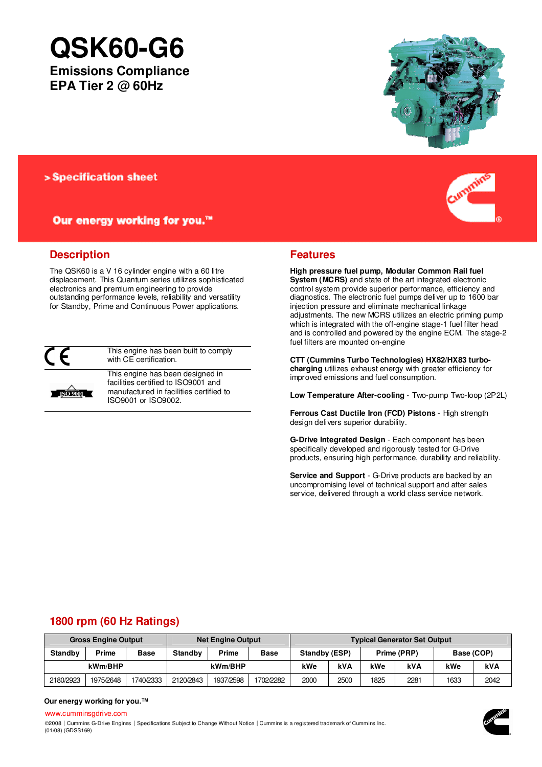# QSK60-G6

## Emissions Compliance
## EPA Tier 2 @ 60Hz

> Specification sheet

**Our energy working for you.™**

## Description

The QSK60 is a V 16 cylinder engine with a 60 litre displacement. This Quantum series utilizes sophisticated electronics and premium engineering to provide outstanding performance levels, reliability and versatility for Standby, Prime and Continuous Power applications.

| | |
|---|---|
| CE | This engine has been built to comply with CE certification. |
| ISO 9001 | This engine has been designed in facilities certified to ISO9001 and manufactured in facilities certified to ISO9001 or ISO9002. |

## Features

**High pressure fuel pump, Modular Common Rail fuel System (MCRS)** and state of the art integrated electronic control system provide superior performance, efficiency and diagnostics. The electronic fuel pumps deliver up to 1600 bar injection pressure and eliminate mechanical linkage adjustments. The new MCRS utilizes an electric priming pump which is integrated with the off-engine stage-1 fuel filter head and is controlled and powered by the engine ECM. The stage-2 fuel filters are mounted on-engine

**CTT (Cummins Turbo Technologies) HX82/HX83 turbo-charging** utilizes exhaust energy with greater efficiency for improved emissions and fuel consumption.

**Low Temperature After-cooling** - Two-pump Two-loop (2P2L)

**Ferrous Cast Ductile Iron (FCD) Pistons** - High strength design delivers superior durability.

**G-Drive Integrated Design** - Each component has been specifically developed and rigorously tested for G-Drive products, ensuring high performance, durability and reliability.

**Service and Support** - G-Drive products are backed by an uncompromising level of technical support and after sales service, delivered through a world class service network.

## 1800 rpm (60 Hz Ratings)

| Gross Engine Output | | | Net Engine Output | | | Typical Generator Set Output | | | | | |
|---|---|---|---|---|---|---|---|---|---|---|---|
| Standby | Prime | Base | Standby | Prime | Base | Standby (ESP) | | Prime (PRP) | | Base (COP) | |
| kWm/BHP | | | kWm/BHP | | | kWe | kVA | kWe | kVA | kWe | kVA |
| 2180/2923 | 1975/2648 | 1740/2333 | 2120/2843 | 1937/2598 | 1702/2282 | 2000 | 2500 | 1825 | 2281 | 1633 | 2042 |

**Our energy working for you.™**

www.cumminsgdrive.com

©2008 | Cummins G-Drive Engines | Specifications Subject to Change Without Notice | Cummins is a registered trademark of Cummins Inc.
(01/08) (GDSS169)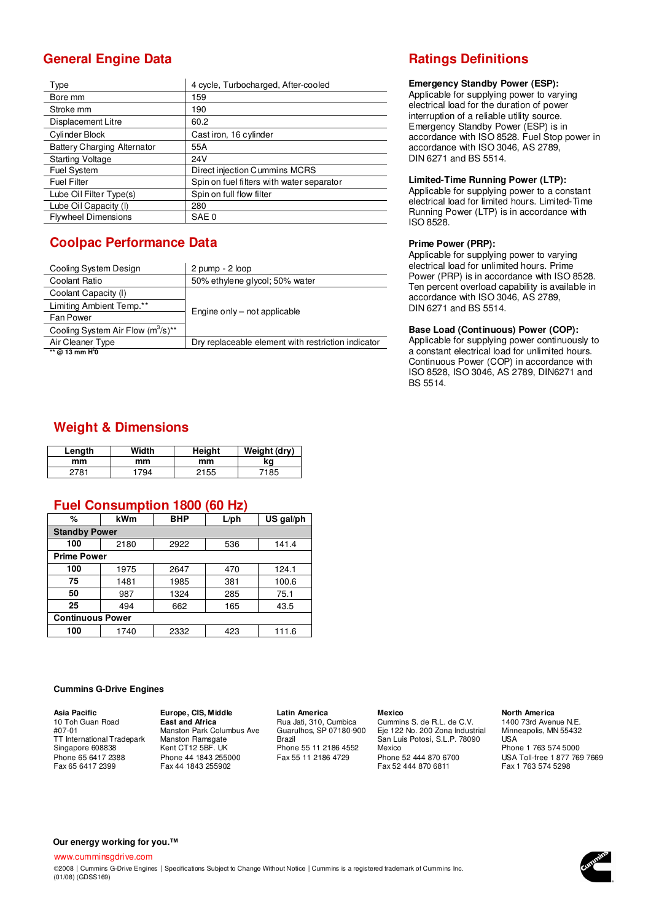## General Engine Data

| | |
|---|---|
| Type | 4 cycle, Turbocharged, After-cooled |
| Bore mm | 159 |
| Stroke mm | 190 |
| Displacement Litre | 60.2 |
| Cylinder Block | Cast iron, 16 cylinder |
| Battery Charging Alternator | 55A |
| Starting Voltage | 24V |
| Fuel System | Direct injection Cummins MCRS |
| Fuel Filter | Spin on fuel filters with water separator |
| Lube Oil Filter Type(s) | Spin on full flow filter |
| Lube Oil Capacity (l) | 280 |
| Flywheel Dimensions | SAE 0 |

## Coolpac Performance Data

| | |
|---|---|
| Cooling System Design | 2 pump - 2 loop |
| Coolant Ratio | 50% ethylene glycol; 50% water |
| Coolant Capacity (l) | Engine only – not applicable |
| Limiting Ambient Temp.** | |
| Fan Power | |
| Cooling System Air Flow ($m^3$/s)** | |
| Air Cleaner Type | Dry replaceable element with restriction indicator |

** @ 13 mm $H_2O$

## Weight & Dimensions

| Length mm | Width mm | Height mm | Weight (dry) kg |
|---|---|---|---|
| 2781 | 1794 | 2155 | 7185 |

## Fuel Consumption 1800 (60 Hz)

| % | kWm | BHP | L/ph | US gal/ph |
|---|---|---|---|---|
| **Standby Power** | | | | |
| **100** | 2180 | 2922 | 536 | 141.4 |
| **Prime Power** | | | | |
| **100** | 1975 | 2647 | 470 | 124.1 |
| **75** | 1481 | 1985 | 381 | 100.6 |
| **50** | 987 | 1324 | 285 | 75.1 |
| **25** | 494 | 662 | 165 | 43.5 |
| **Continuous Power** | | | | |
| **100** | 1740 | 2332 | 423 | 111.6 |

## Ratings Definitions

**Emergency Standby Power (ESP):**
Applicable for supplying power to varying electrical load for the duration of power interruption of a reliable utility source. Emergency Standby Power (ESP) is in accordance with ISO 8528. Fuel Stop power in accordance with ISO 3046, AS 2789, DIN 6271 and BS 5514.

**Limited-Time Running Power (LTP):**
Applicable for supplying power to a constant electrical load for limited hours. Limited-Time Running Power (LTP) is in accordance with ISO 8528.

**Prime Power (PRP):**
Applicable for supplying power to varying electrical load for unlimited hours. Prime Power (PRP) is in accordance with ISO 8528. Ten percent overload capability is available in accordance with ISO 3046, AS 2789, DIN 6271 and BS 5514.

**Base Load (Continuous) Power (COP):**
Applicable for supplying power continuously to a constant electrical load for unlimited hours. Continuous Power (COP) in accordance with ISO 8528, ISO 3046, AS 2789, DIN6271 and BS 5514.

**Cummins G-Drive Engines**

**Asia Pacific**
10 Toh Guan Road
#07-01
TT International Tradepark
Singapore 608838
Phone 65 6417 2388
Fax 65 6417 2399

**Europe, CIS, Middle East and Africa**
Manston Park Columbus Ave
Manston Ramsgate
Kent CT12 5BF. UK
Phone 44 1843 255000
Fax 44 1843 255902

**Latin America**
Rua Jati, 310, Cumbica
Guarulhos, SP 07180-900
Brazil
Phone 55 11 2186 4552
Fax 55 11 2186 4729

**Mexico**
Cummins S. de R.L. de C.V.
Eje 122 No. 200 Zona Industrial
San Luis Potosí, S.L.P. 78090
Mexico
Phone 52 444 870 6700
Fax 52 444 870 6811

**North America**
1400 73rd Avenue N.E.
Minneapolis, MN 55432
USA
Phone 1 763 574 5000
USA Toll-free 1 877 769 7669
Fax 1 763 574 5298

**Our energy working for you.™**

www.cumminsgdrive.com

©2008 | Cummins G-Drive Engines | Specifications Subject to Change Without Notice | Cummins is a registered trademark of Cummins Inc.
(01/08) (GDSS169)